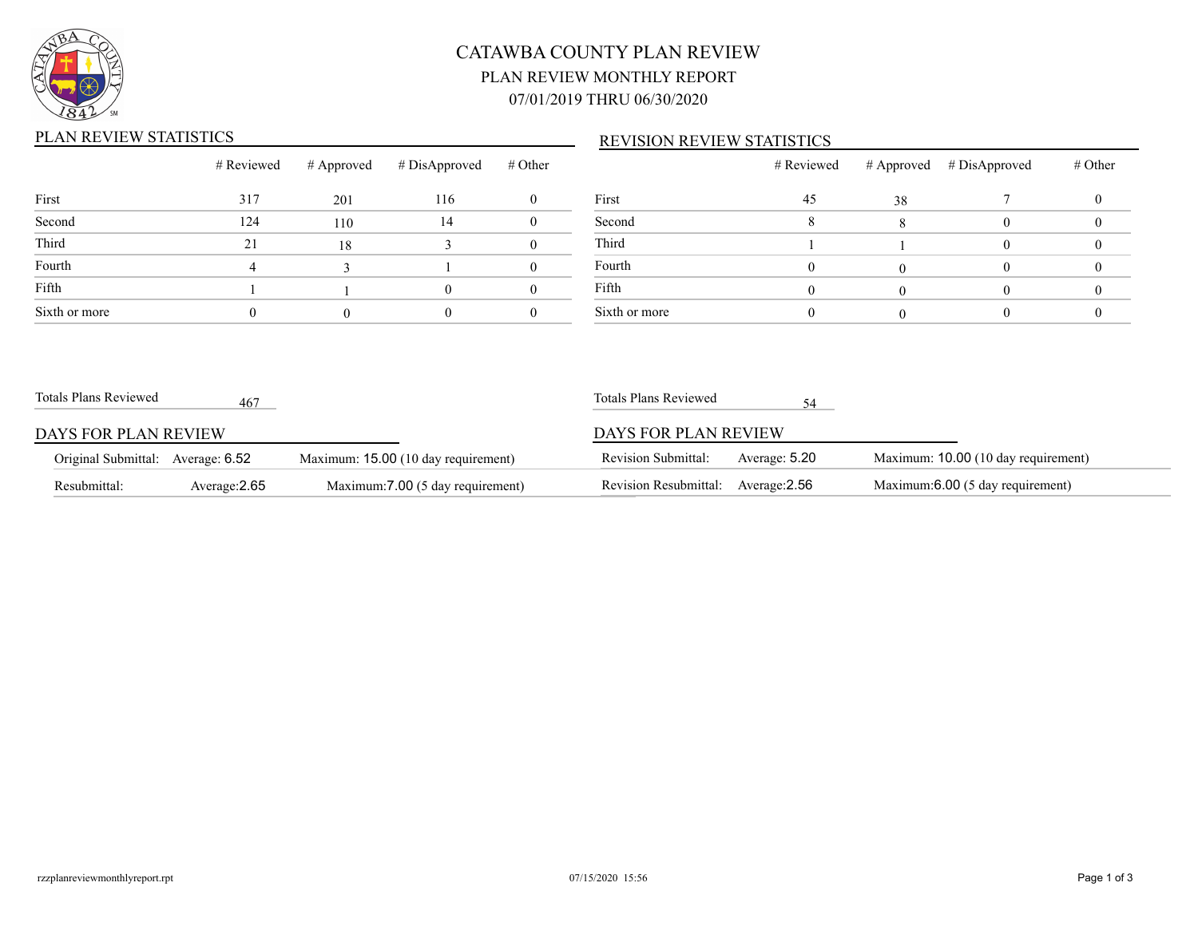# CATAWBA COUNTY PLAN REVIEW

## PLAN REVIEW MONTHLY REPORT

### 07/01/2019 THRU 06/30/2020

## PLAN REVIEW STATISTICS

| | # Reviewed | # Approved | # DisApproved | # Other |
|---|---|---|---|---|
| First | 317 | 201 | 116 | 0 |
| Second | 124 | 110 | 14 | 0 |
| Third | 21 | 18 | 3 | 0 |
| Fourth | 4 | 3 | 1 | 0 |
| Fifth | 1 | 1 | 0 | 0 |
| Sixth or more | 0 | 0 | 0 | 0 |

Totals Plans Reviewed 467

## DAYS FOR PLAN REVIEW

| | | |
|---|---|---|
| Original Submittal: | Average: 6.52 | Maximum: 15.00 (10 day requirement) |
| Resubmittal: | Average:2.65 | Maximum:7.00 (5 day requirement) |

## REVISION REVIEW STATISTICS

| | # Reviewed | # Approved | # DisApproved | # Other |
|---|---|---|---|---|
| First | 45 | 38 | 7 | 0 |
| Second | 8 | 8 | 0 | 0 |
| Third | 1 | 1 | 0 | 0 |
| Fourth | 0 | 0 | 0 | 0 |
| Fifth | 0 | 0 | 0 | 0 |
| Sixth or more | 0 | 0 | 0 | 0 |

Totals Plans Reviewed 54

## DAYS FOR PLAN REVIEW

| | | |
|---|---|---|
| Revision Submittal: | Average: 5.20 | Maximum: 10.00 (10 day requirement) |
| Revision Resubmittal: | Average:2.56 | Maximum:6.00 (5 day requirement) |

rzzplanreviewmonthlyreport.rpt 07/15/2020 15:56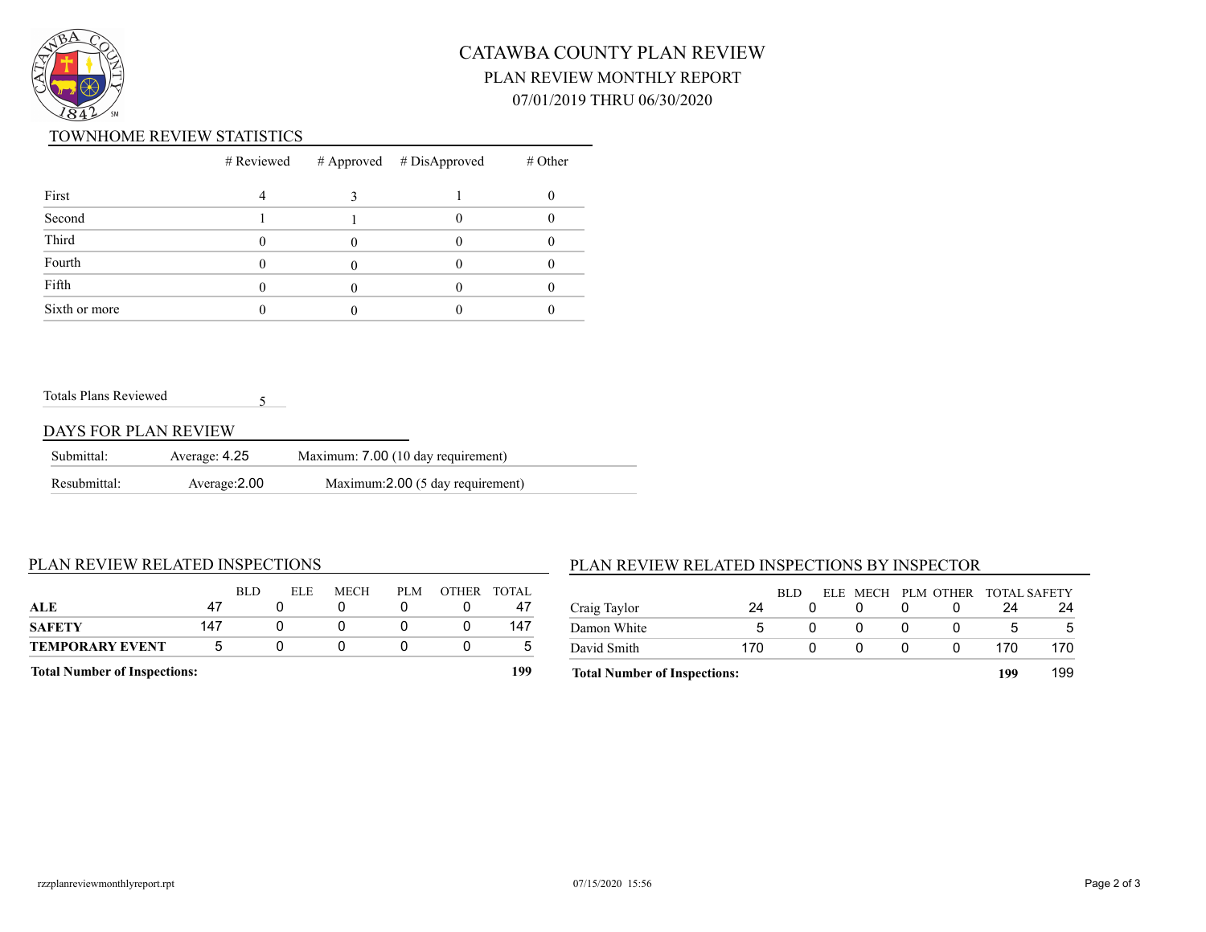# CATAWBA COUNTY PLAN REVIEW

## PLAN REVIEW MONTHLY REPORT

### 07/01/2019 THRU 06/30/2020

## TOWNHOME REVIEW STATISTICS

| | # Reviewed | # Approved | # DisApproved | # Other |
|---|---|---|---|---|
| First | 4 | 3 | 1 | 0 |
| Second | 1 | 1 | 0 | 0 |
| Third | 0 | 0 | 0 | 0 |
| Fourth | 0 | 0 | 0 | 0 |
| Fifth | 0 | 0 | 0 | 0 |
| Sixth or more | 0 | 0 | 0 | 0 |

Totals Plans Reviewed 5

## DAYS FOR PLAN REVIEW

| | | |
|---|---|---|
| Submittal: | Average: 4.25 | Maximum: 7.00 (10 day requirement) |
| Resubmittal: | Average:2.00 | Maximum:2.00 (5 day requirement) |

## PLAN REVIEW RELATED INSPECTIONS

| | | BLD | ELE | MECH | PLM | OTHER | TOTAL |
|---|---|---|---|---|---|---|---|
| **ALE** | 47 | 0 | 0 | 0 | 0 | | 47 |
| **SAFETY** | 147 | 0 | 0 | 0 | 0 | | 147 |
| **TEMPORARY EVENT** | 5 | 0 | 0 | 0 | 0 | | 5 |
| **Total Number of Inspections:** | | | | | | | **199** |

## PLAN REVIEW RELATED INSPECTIONS BY INSPECTOR

| | | BLD | ELE | MECH | PLM | OTHER | TOTAL | SAFETY |
|---|---|---|---|---|---|---|---|---|
| Craig Taylor | 24 | 0 | 0 | 0 | 0 | | 24 | 24 |
| Damon White | 5 | 0 | 0 | 0 | 0 | | 5 | 5 |
| David Smith | 170 | 0 | 0 | 0 | 0 | | 170 | 170 |
| **Total Number of Inspections:** | | | | | | | **199** | 199 |

rzzplanreviewmonthlyreport.rpt 07/15/2020 15:56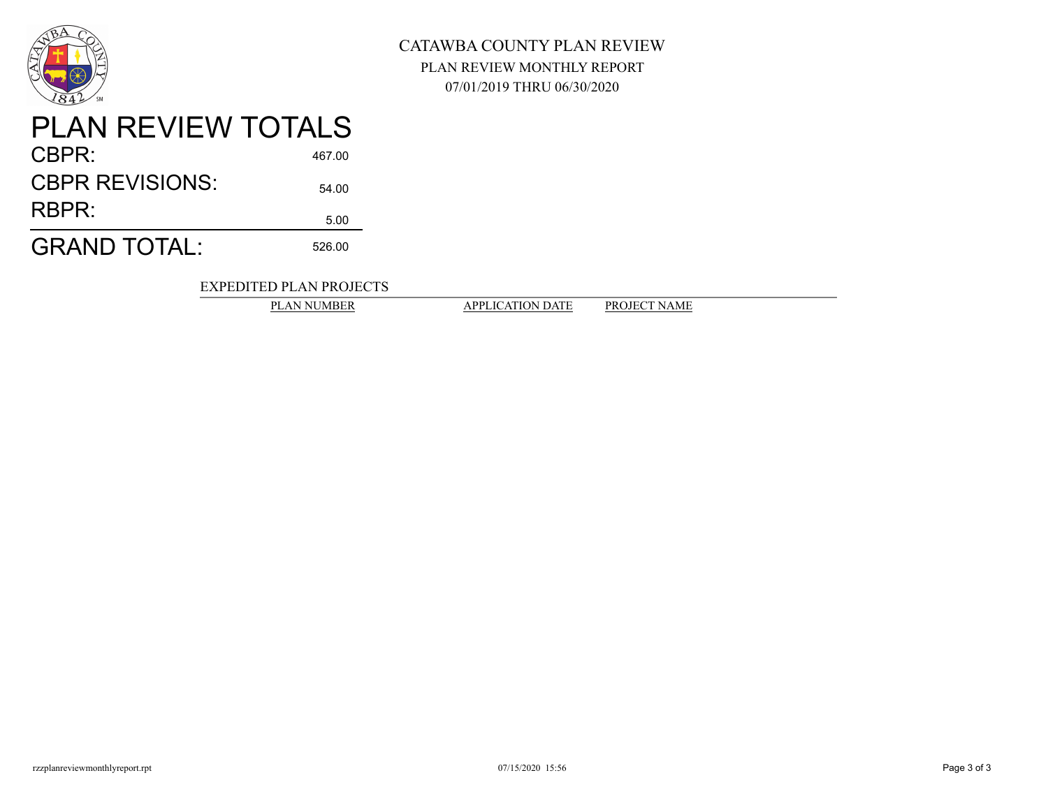CATAWBA COUNTY PLAN REVIEW

PLAN REVIEW MONTHLY REPORT

07/01/2019 THRU 06/30/2020

# PLAN REVIEW TOTALS

| | |
|---|---|
| CBPR: | 467.00 |
| CBPR REVISIONS: | 54.00 |
| RBPR: | 5.00 |
| GRAND TOTAL: | 526.00 |

EXPEDITED PLAN PROJECTS

| PLAN NUMBER | APPLICATION DATE | PROJECT NAME |
|---|---|---|

rzzplanreviewmonthlyreport.rpt 07/15/2020 15:56